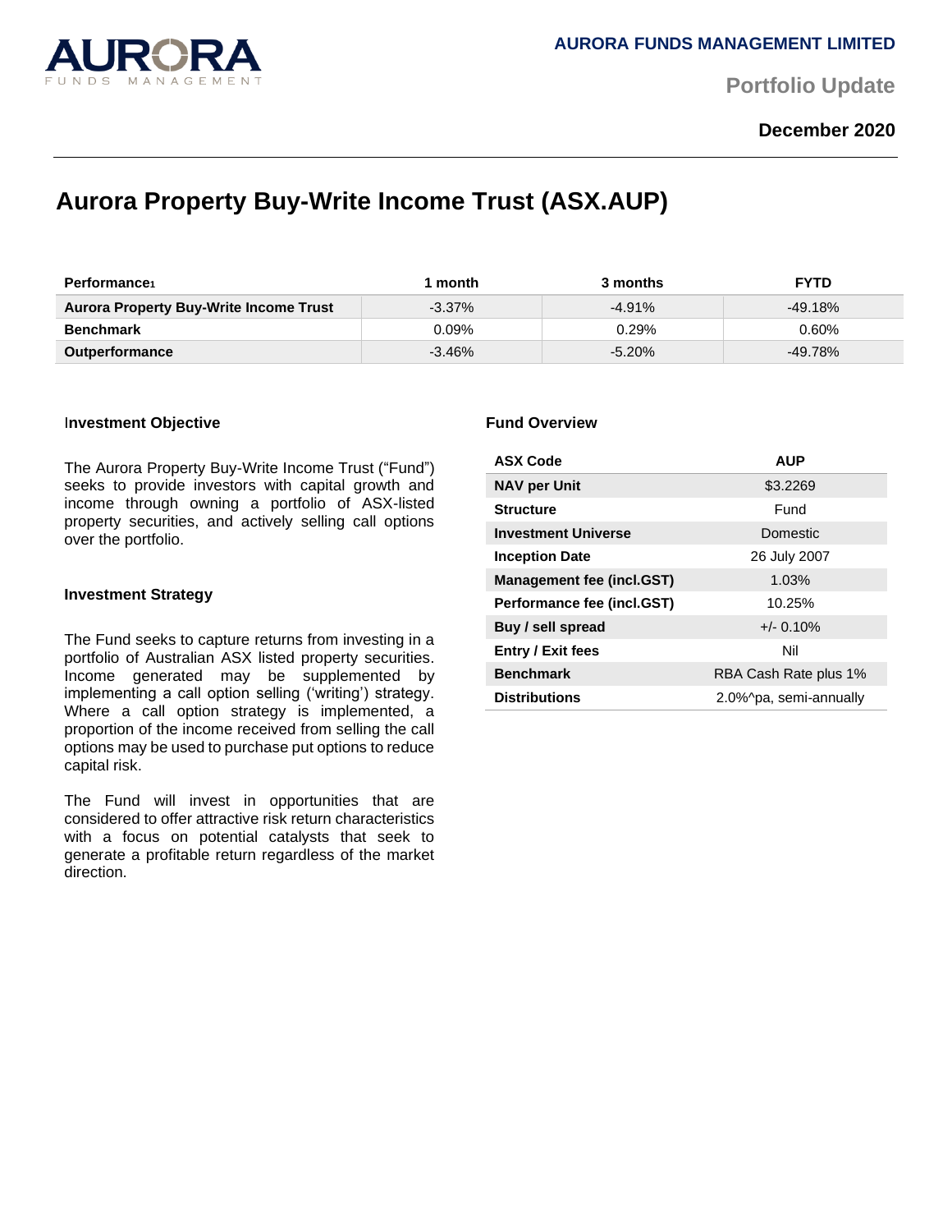**AURORA FUNDS MANAGEMENT LIMITED**

**Portfolio Update**

**December 2020**

# Aurora Property Buy-Write Income Trust (ASX.AUP)

| Performance[1] | 1 month | 3 months | FYTD |
|---|---|---|---|
| **Aurora Property Buy-Write Income Trust** | -3.37% | -4.91% | -49.18% |
| **Benchmark** | 0.09% | 0.29% | 0.60% |
| **Outperformance** | -3.46% | -5.20% | -49.78% |

### Investment Objective

The Aurora Property Buy-Write Income Trust ("Fund") seeks to provide investors with capital growth and income through owning a portfolio of ASX-listed property securities, and actively selling call options over the portfolio.

### Investment Strategy

The Fund seeks to capture returns from investing in a portfolio of Australian ASX listed property securities. Income generated may be supplemented by implementing a call option selling ('writing') strategy. Where a call option strategy is implemented, a proportion of the income received from selling the call options may be used to purchase put options to reduce capital risk.

The Fund will invest in opportunities that are considered to offer attractive risk return characteristics with a focus on potential catalysts that seek to generate a profitable return regardless of the market direction.

### Fund Overview

| ASX Code | AUP |
|---|---|
| **NAV per Unit** | $3.2269 |
| **Structure** | Fund |
| **Investment Universe** | Domestic |
| **Inception Date** | 26 July 2007 |
| **Management fee (incl.GST)** | 1.03% |
| **Performance fee (incl.GST)** | 10.25% |
| **Buy / sell spread** | +/- 0.10% |
| **Entry / Exit fees** | Nil |
| **Benchmark** | RBA Cash Rate plus 1% |
| **Distributions** | 2.0%^pa, semi-annually |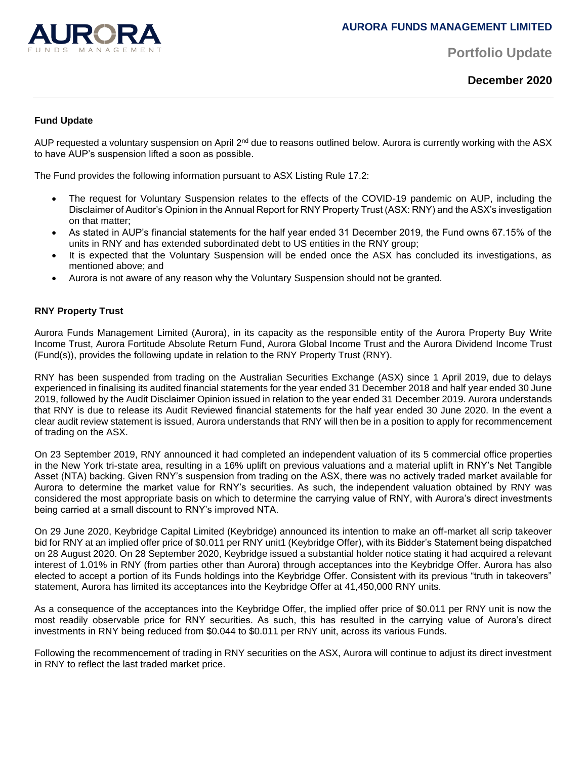**AURORA FUNDS MANAGEMENT LIMITED**

**Portfolio Update**

**December 2020**

### Fund Update

AUP requested a voluntary suspension on April 2nd due to reasons outlined below. Aurora is currently working with the ASX to have AUP's suspension lifted a soon as possible.

The Fund provides the following information pursuant to ASX Listing Rule 17.2:

- The request for Voluntary Suspension relates to the effects of the COVID-19 pandemic on AUP, including the Disclaimer of Auditor's Opinion in the Annual Report for RNY Property Trust (ASX: RNY) and the ASX's investigation on that matter;
- As stated in AUP's financial statements for the half year ended 31 December 2019, the Fund owns 67.15% of the units in RNY and has extended subordinated debt to US entities in the RNY group;
- It is expected that the Voluntary Suspension will be ended once the ASX has concluded its investigations, as mentioned above; and
- Aurora is not aware of any reason why the Voluntary Suspension should not be granted.

### RNY Property Trust

Aurora Funds Management Limited (Aurora), in its capacity as the responsible entity of the Aurora Property Buy Write Income Trust, Aurora Fortitude Absolute Return Fund, Aurora Global Income Trust and the Aurora Dividend Income Trust (Fund(s)), provides the following update in relation to the RNY Property Trust (RNY).

RNY has been suspended from trading on the Australian Securities Exchange (ASX) since 1 April 2019, due to delays experienced in finalising its audited financial statements for the year ended 31 December 2018 and half year ended 30 June 2019, followed by the Audit Disclaimer Opinion issued in relation to the year ended 31 December 2019. Aurora understands that RNY is due to release its Audit Reviewed financial statements for the half year ended 30 June 2020. In the event a clear audit review statement is issued, Aurora understands that RNY will then be in a position to apply for recommencement of trading on the ASX.

On 23 September 2019, RNY announced it had completed an independent valuation of its 5 commercial office properties in the New York tri-state area, resulting in a 16% uplift on previous valuations and a material uplift in RNY's Net Tangible Asset (NTA) backing. Given RNY's suspension from trading on the ASX, there was no actively traded market available for Aurora to determine the market value for RNY's securities. As such, the independent valuation obtained by RNY was considered the most appropriate basis on which to determine the carrying value of RNY, with Aurora's direct investments being carried at a small discount to RNY's improved NTA.

On 29 June 2020, Keybridge Capital Limited (Keybridge) announced its intention to make an off-market all scrip takeover bid for RNY at an implied offer price of $0.011 per RNY unit1 (Keybridge Offer), with its Bidder's Statement being dispatched on 28 August 2020. On 28 September 2020, Keybridge issued a substantial holder notice stating it had acquired a relevant interest of 1.01% in RNY (from parties other than Aurora) through acceptances into the Keybridge Offer. Aurora has also elected to accept a portion of its Funds holdings into the Keybridge Offer. Consistent with its previous "truth in takeovers" statement, Aurora has limited its acceptances into the Keybridge Offer at 41,450,000 RNY units.

As a consequence of the acceptances into the Keybridge Offer, the implied offer price of $0.011 per RNY unit is now the most readily observable price for RNY securities. As such, this has resulted in the carrying value of Aurora's direct investments in RNY being reduced from $0.044 to $0.011 per RNY unit, across its various Funds.

Following the recommencement of trading in RNY securities on the ASX, Aurora will continue to adjust its direct investment in RNY to reflect the last traded market price.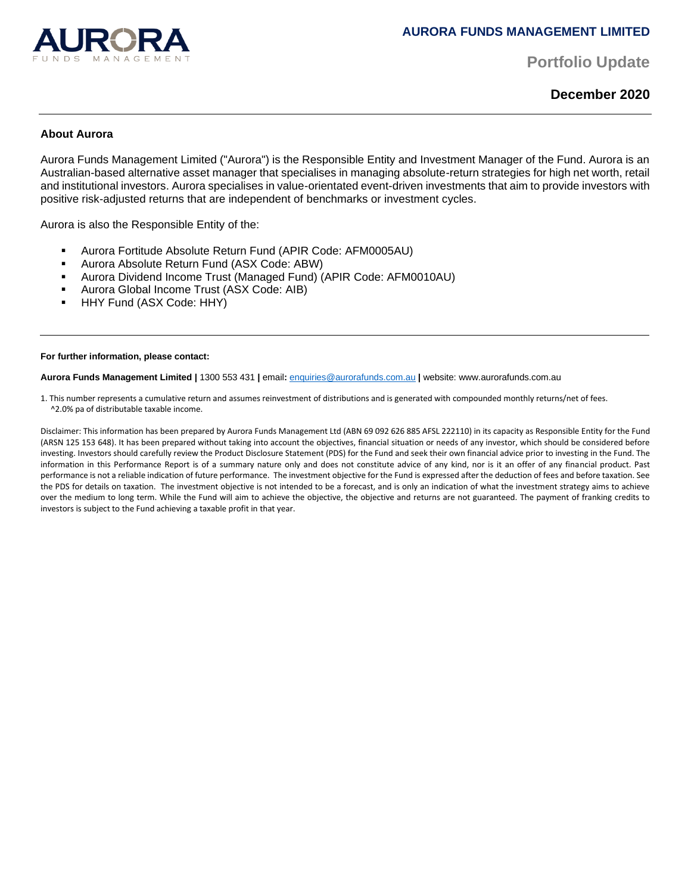## About Aurora

Aurora Funds Management Limited ("Aurora") is the Responsible Entity and Investment Manager of the Fund. Aurora is an Australian-based alternative asset manager that specialises in managing absolute-return strategies for high net worth, retail and institutional investors. Aurora specialises in value-orientated event-driven investments that aim to provide investors with positive risk-adjusted returns that are independent of benchmarks or investment cycles.

Aurora is also the Responsible Entity of the:

- Aurora Fortitude Absolute Return Fund (APIR Code: AFM0005AU)
- Aurora Absolute Return Fund (ASX Code: ABW)
- Aurora Dividend Income Trust (Managed Fund) (APIR Code: AFM0010AU)
- Aurora Global Income Trust (ASX Code: AIB)
- HHY Fund (ASX Code: HHY)

**For further information, please contact:**

**Aurora Funds Management Limited |** 1300 553 431 **|** email**:** enquiries@aurorafunds.com.au **|** website: www.aurorafunds.com.au

1. This number represents a cumulative return and assumes reinvestment of distributions and is generated with compounded monthly returns/net of fees.
   ^2.0% pa of distributable taxable income.

Disclaimer: This information has been prepared by Aurora Funds Management Ltd (ABN 69 092 626 885 AFSL 222110) in its capacity as Responsible Entity for the Fund (ARSN 125 153 648). It has been prepared without taking into account the objectives, financial situation or needs of any investor, which should be considered before investing. Investors should carefully review the Product Disclosure Statement (PDS) for the Fund and seek their own financial advice prior to investing in the Fund. The information in this Performance Report is of a summary nature only and does not constitute advice of any kind, nor is it an offer of any financial product. Past performance is not a reliable indication of future performance. The investment objective for the Fund is expressed after the deduction of fees and before taxation. See the PDS for details on taxation. The investment objective is not intended to be a forecast, and is only an indication of what the investment strategy aims to achieve over the medium to long term. While the Fund will aim to achieve the objective, the objective and returns are not guaranteed. The payment of franking credits to investors is subject to the Fund achieving a taxable profit in that year.